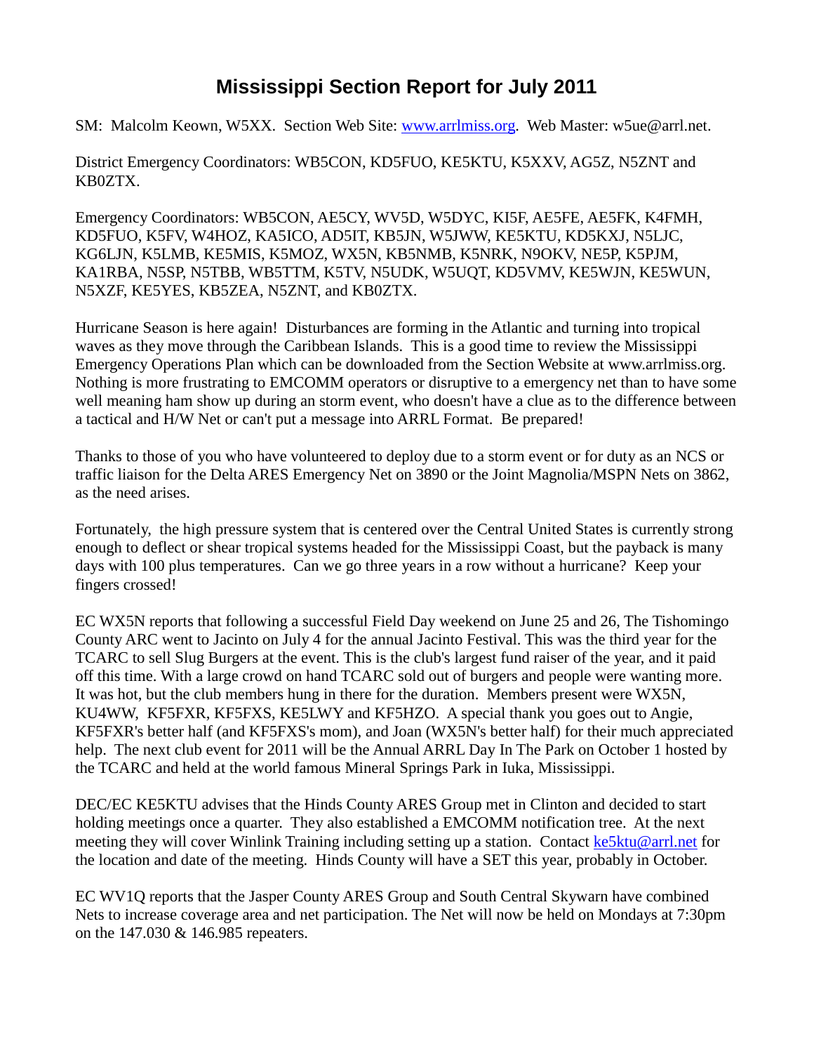# Mississippi Section Report for July 2011

SM: Malcolm Keown, W5XX. Section Web Site: [www.arrlmiss.org](http://www.arrlmiss.org). Web Master: w5ue@arrl.net.

District Emergency Coordinators: WB5CON, KD5FUO, KE5KTU, K5XXV, AG5Z, N5ZNT and KB0ZTX.

Emergency Coordinators: WB5CON, AE5CY, WV5D, W5DYC, KI5F, AE5FE, AE5FK, K4FMH, KD5FUO, K5FV, W4HOZ, KA5ICO, AD5IT, KB5JN, W5JWW, KE5KTU, KD5KXJ, N5LJC, KG6LJN, K5LMB, KE5MIS, K5MOZ, WX5N, KB5NMB, K5NRK, N9OKV, NE5P, K5PJM, KA1RBA, N5SP, N5TBB, WB5TTM, K5TV, N5UDK, W5UQT, KD5VMV, KE5WJN, KE5WUN, N5XZF, KE5YES, KB5ZEA, N5ZNT, and KB0ZTX.

Hurricane Season is here again! Disturbances are forming in the Atlantic and turning into tropical waves as they move through the Caribbean Islands. This is a good time to review the Mississippi Emergency Operations Plan which can be downloaded from the Section Website at www.arrlmiss.org. Nothing is more frustrating to EMCOMM operators or disruptive to a emergency net than to have some well meaning ham show up during an storm event, who doesn't have a clue as to the difference between a tactical and H/W Net or can't put a message into ARRL Format. Be prepared!

Thanks to those of you who have volunteered to deploy due to a storm event or for duty as an NCS or traffic liaison for the Delta ARES Emergency Net on 3890 or the Joint Magnolia/MSPN Nets on 3862, as the need arises.

Fortunately, the high pressure system that is centered over the Central United States is currently strong enough to deflect or shear tropical systems headed for the Mississippi Coast, but the payback is many days with 100 plus temperatures. Can we go three years in a row without a hurricane? Keep your fingers crossed!

EC WX5N reports that following a successful Field Day weekend on June 25 and 26, The Tishomingo County ARC went to Jacinto on July 4 for the annual Jacinto Festival. This was the third year for the TCARC to sell Slug Burgers at the event. This is the club's largest fund raiser of the year, and it paid off this time. With a large crowd on hand TCARC sold out of burgers and people were wanting more. It was hot, but the club members hung in there for the duration. Members present were WX5N, KU4WW, KF5FXR, KF5FXS, KE5LWY and KF5HZO. A special thank you goes out to Angie, KF5FXR's better half (and KF5FXS's mom), and Joan (WX5N's better half) for their much appreciated help. The next club event for 2011 will be the Annual ARRL Day In The Park on October 1 hosted by the TCARC and held at the world famous Mineral Springs Park in Iuka, Mississippi.

DEC/EC KE5KTU advises that the Hinds County ARES Group met in Clinton and decided to start holding meetings once a quarter. They also established a EMCOMM notification tree. At the next meeting they will cover Winlink Training including setting up a station. Contact [ke5ktu@arrl.net](mailto:ke5ktu@arrl.net) for the location and date of the meeting. Hinds County will have a SET this year, probably in October.

EC WV1Q reports that the Jasper County ARES Group and South Central Skywarn have combined Nets to increase coverage area and net participation. The Net will now be held on Mondays at 7:30pm on the 147.030 & 146.985 repeaters.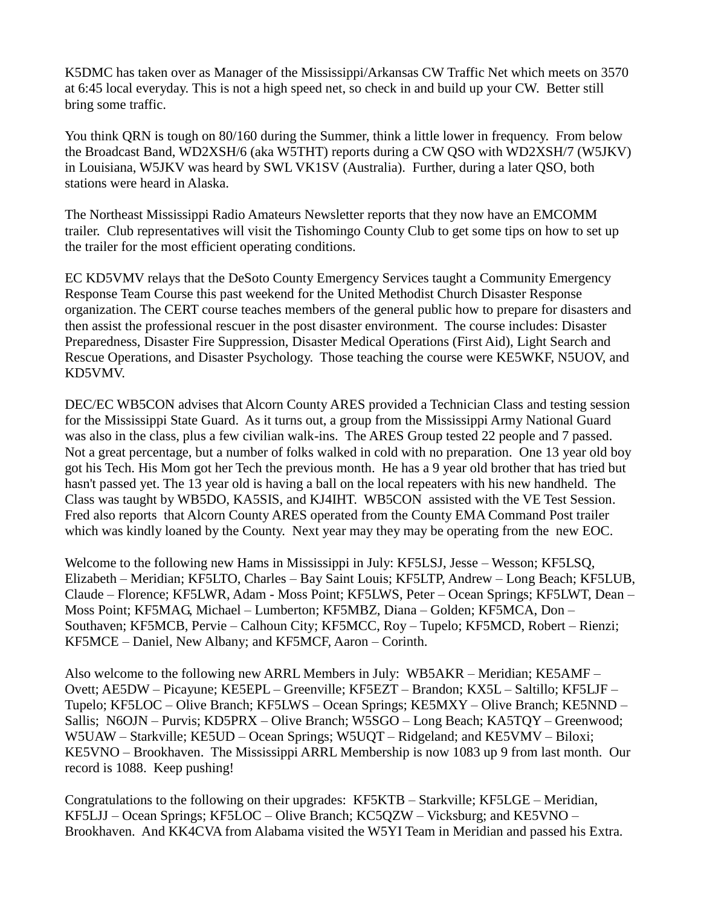K5DMC has taken over as Manager of the Mississippi/Arkansas CW Traffic Net which meets on 3570 at 6:45 local everyday. This is not a high speed net, so check in and build up your CW. Better still bring some traffic.

You think QRN is tough on 80/160 during the Summer, think a little lower in frequency. From below the Broadcast Band, WD2XSH/6 (aka W5THT) reports during a CW QSO with WD2XSH/7 (W5JKV) in Louisiana, W5JKV was heard by SWL VK1SV (Australia). Further, during a later QSO, both stations were heard in Alaska.

The Northeast Mississippi Radio Amateurs Newsletter reports that they now have an EMCOMM trailer. Club representatives will visit the Tishomingo County Club to get some tips on how to set up the trailer for the most efficient operating conditions.

EC KD5VMV relays that the DeSoto County Emergency Services taught a Community Emergency Response Team Course this past weekend for the United Methodist Church Disaster Response organization. The CERT course teaches members of the general public how to prepare for disasters and then assist the professional rescuer in the post disaster environment. The course includes: Disaster Preparedness, Disaster Fire Suppression, Disaster Medical Operations (First Aid), Light Search and Rescue Operations, and Disaster Psychology. Those teaching the course were KE5WKF, N5UOV, and KD5VMV.

DEC/EC WB5CON advises that Alcorn County ARES provided a Technician Class and testing session for the Mississippi State Guard. As it turns out, a group from the Mississippi Army National Guard was also in the class, plus a few civilian walk-ins. The ARES Group tested 22 people and 7 passed. Not a great percentage, but a number of folks walked in cold with no preparation. One 13 year old boy got his Tech. His Mom got her Tech the previous month. He has a 9 year old brother that has tried but hasn't passed yet. The 13 year old is having a ball on the local repeaters with his new handheld. The Class was taught by WB5DO, KA5SIS, and KJ4IHT. WB5CON assisted with the VE Test Session. Fred also reports that Alcorn County ARES operated from the County EMA Command Post trailer which was kindly loaned by the County. Next year may they may be operating from the new EOC.

Welcome to the following new Hams in Mississippi in July: KF5LSJ, Jesse – Wesson; KF5LSQ, Elizabeth – Meridian; KF5LTO, Charles – Bay Saint Louis; KF5LTP, Andrew – Long Beach; KF5LUB, Claude – Florence; KF5LWR, Adam - Moss Point; KF5LWS, Peter – Ocean Springs; KF5LWT, Dean – Moss Point; KF5MAG, Michael – Lumberton; KF5MBZ, Diana – Golden; KF5MCA, Don – Southaven; KF5MCB, Pervie – Calhoun City; KF5MCC, Roy – Tupelo; KF5MCD, Robert – Rienzi; KF5MCE – Daniel, New Albany; and KF5MCF, Aaron – Corinth.

Also welcome to the following new ARRL Members in July: WB5AKR – Meridian; KE5AMF – Ovett; AE5DW – Picayune; KE5EPL – Greenville; KF5EZT – Brandon; KX5L – Saltillo; KF5LJF – Tupelo; KF5LOC – Olive Branch; KF5LWS – Ocean Springs; KE5MXY – Olive Branch; KE5NND – Sallis; N6OJN – Purvis; KD5PRX – Olive Branch; W5SGO – Long Beach; KA5TQY – Greenwood; W5UAW – Starkville; KE5UD – Ocean Springs; W5UQT – Ridgeland; and KE5VMV – Biloxi; KE5VNO – Brookhaven. The Mississippi ARRL Membership is now 1083 up 9 from last month. Our record is 1088. Keep pushing!

Congratulations to the following on their upgrades: KF5KTB – Starkville; KF5LGE – Meridian, KF5LJJ – Ocean Springs; KF5LOC – Olive Branch; KC5QZW – Vicksburg; and KE5VNO – Brookhaven. And KK4CVA from Alabama visited the W5YI Team in Meridian and passed his Extra.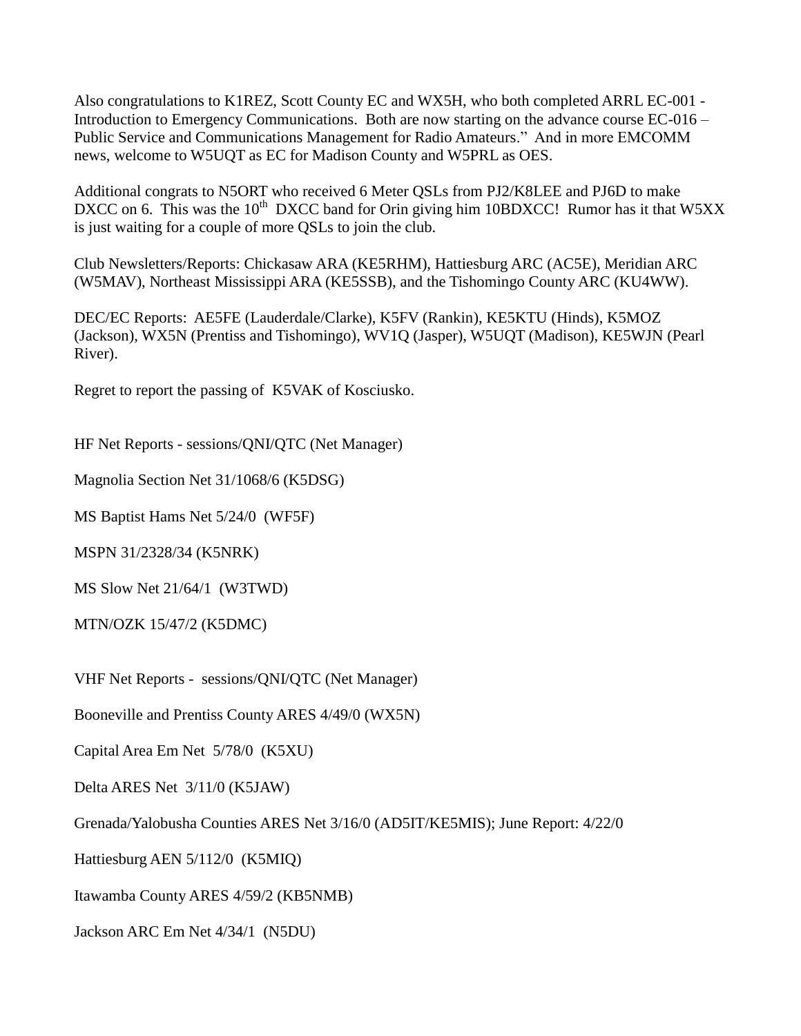Also congratulations to K1REZ, Scott County EC and WX5H, who both completed ARRL EC-001 - Introduction to Emergency Communications. Both are now starting on the advance course EC-016 – Public Service and Communications Management for Radio Amateurs." And in more EMCOMM news, welcome to W5UQT as EC for Madison County and W5PRL as OES.

Additional congrats to N5ORT who received 6 Meter QSLs from PJ2/K8LEE and PJ6D to make DXCC on 6. This was the 10th DXCC band for Orin giving him 10BDXCC! Rumor has it that W5XX is just waiting for a couple of more QSLs to join the club.

Club Newsletters/Reports: Chickasaw ARA (KE5RHM), Hattiesburg ARC (AC5E), Meridian ARC (W5MAV), Northeast Mississippi ARA (KE5SSB), and the Tishomingo County ARC (KU4WW).

DEC/EC Reports: AE5FE (Lauderdale/Clarke), K5FV (Rankin), KE5KTU (Hinds), K5MOZ (Jackson), WX5N (Prentiss and Tishomingo), WV1Q (Jasper), W5UQT (Madison), KE5WJN (Pearl River).

Regret to report the passing of K5VAK of Kosciusko.

HF Net Reports - sessions/QNI/QTC (Net Manager)

Magnolia Section Net 31/1068/6 (K5DSG)

MS Baptist Hams Net 5/24/0 (WF5F)

MSPN 31/2328/34 (K5NRK)

MS Slow Net 21/64/1 (W3TWD)

MTN/OZK 15/47/2 (K5DMC)

VHF Net Reports - sessions/QNI/QTC (Net Manager)

Booneville and Prentiss County ARES 4/49/0 (WX5N)

Capital Area Em Net 5/78/0 (K5XU)

Delta ARES Net 3/11/0 (K5JAW)

Grenada/Yalobusha Counties ARES Net 3/16/0 (AD5IT/KE5MIS); June Report: 4/22/0

Hattiesburg AEN 5/112/0 (K5MIQ)

Itawamba County ARES 4/59/2 (KB5NMB)

Jackson ARC Em Net 4/34/1 (N5DU)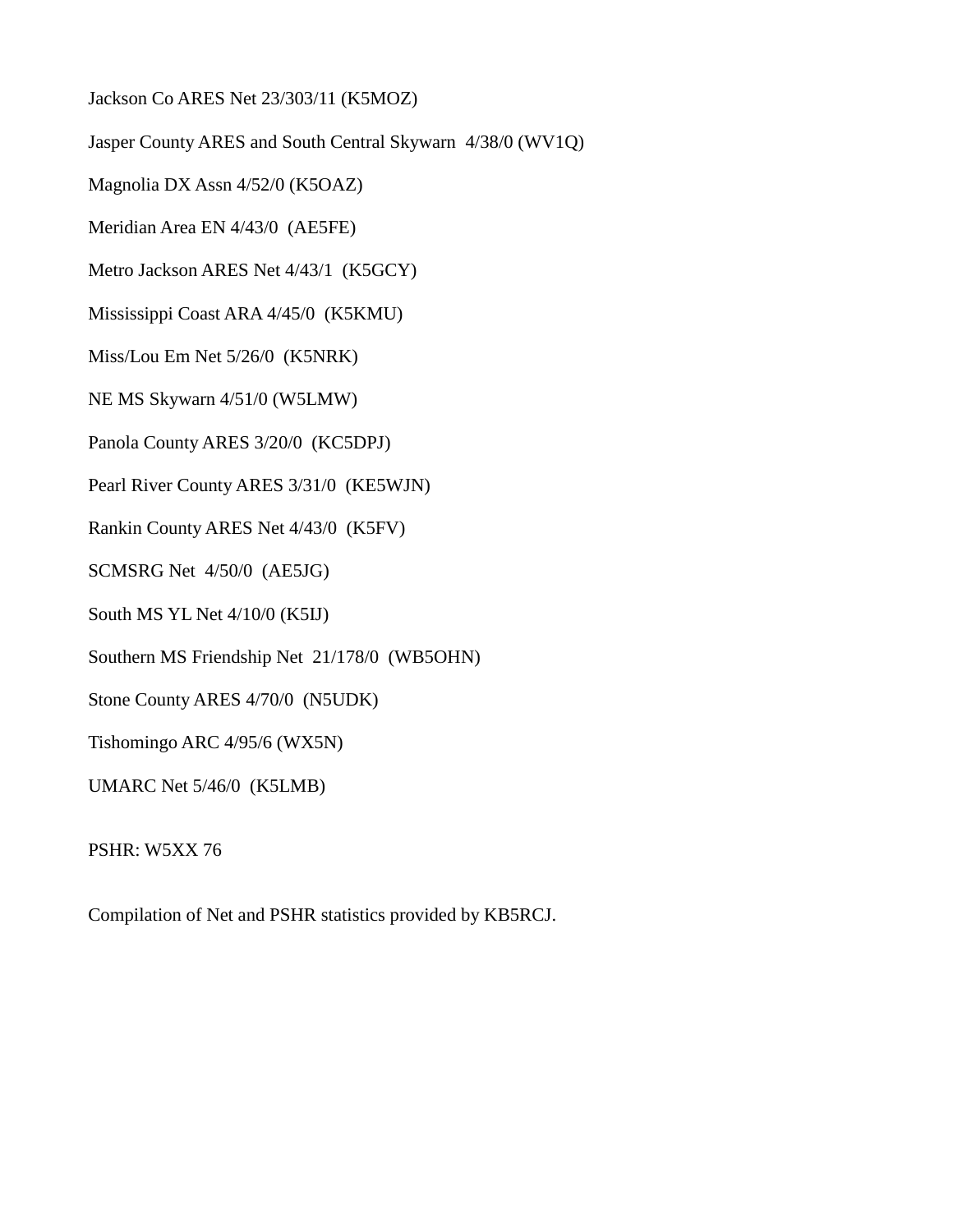Jackson Co ARES Net 23/303/11 (K5MOZ)

Jasper County ARES and South Central Skywarn 4/38/0 (WV1Q)

Magnolia DX Assn 4/52/0 (K5OAZ)

Meridian Area EN 4/43/0 (AE5FE)

Metro Jackson ARES Net 4/43/1 (K5GCY)

Mississippi Coast ARA 4/45/0 (K5KMU)

Miss/Lou Em Net 5/26/0 (K5NRK)

NE MS Skywarn 4/51/0 (W5LMW)

Panola County ARES 3/20/0 (KC5DPJ)

Pearl River County ARES 3/31/0 (KE5WJN)

Rankin County ARES Net 4/43/0 (K5FV)

SCMSRG Net 4/50/0 (AE5JG)

South MS YL Net 4/10/0 (K5IJ)

Southern MS Friendship Net 21/178/0 (WB5OHN)

Stone County ARES 4/70/0 (N5UDK)

Tishomingo ARC 4/95/6 (WX5N)

UMARC Net 5/46/0 (K5LMB)

PSHR: W5XX 76

Compilation of Net and PSHR statistics provided by KB5RCJ.